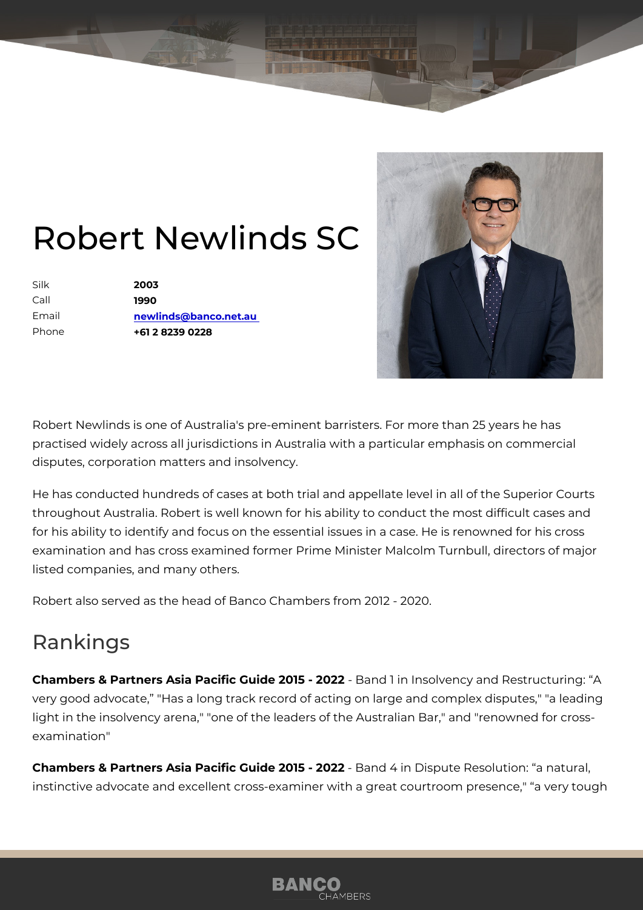# Robert Newlinds SC

| | |
|---|---|
| Silk | **2003** |
| Call | **1990** |
| Email | **newlinds@banco.net.au** |
| Phone | **+61 2 8239 0228** |

Robert Newlinds is one of Australia's pre-eminent barristers. For more than 25 years he has practised widely across all jurisdictions in Australia with a particular emphasis on commercial disputes, corporation matters and insolvency.

He has conducted hundreds of cases at both trial and appellate level in all of the Superior Courts throughout Australia. Robert is well known for his ability to conduct the most difficult cases and for his ability to identify and focus on the essential issues in a case. He is renowned for his cross examination and has cross examined former Prime Minister Malcolm Turnbull, directors of major listed companies, and many others.

Robert also served as the head of Banco Chambers from 2012 - 2020.

## Rankings

**Chambers & Partners Asia Pacific Guide 2015 - 2022** - Band 1 in Insolvency and Restructuring: "A very good advocate," "Has a long track record of acting on large and complex disputes," "a leading light in the insolvency arena," "one of the leaders of the Australian Bar," and "renowned for cross-examination"

**Chambers & Partners Asia Pacific Guide 2015 - 2022** - Band 4 in Dispute Resolution: "a natural, instinctive advocate and excellent cross-examiner with a great courtroom presence," "a very tough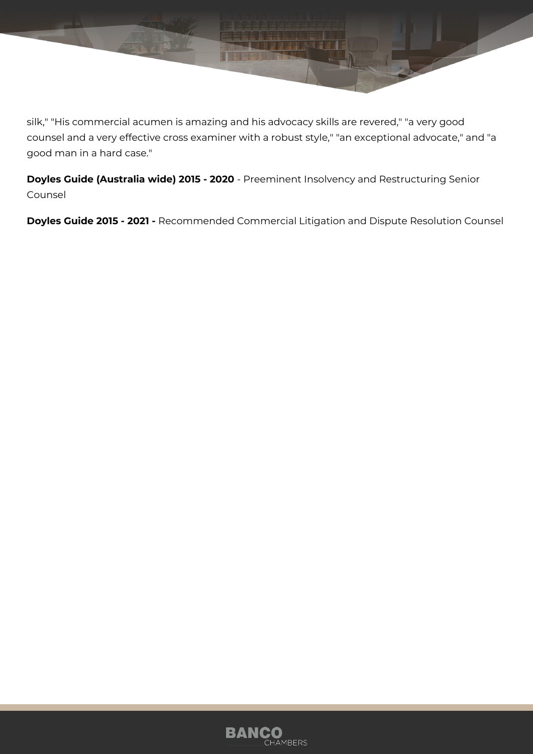silk," "His commercial acumen is amazing and his advocacy skills are revered," "a very good counsel and a very effective cross examiner with a robust style," "an exceptional advocate," and "a good man in a hard case."

**Doyles Guide (Australia wide) 2015 - 2020** - Preeminent Insolvency and Restructuring Senior Counsel

**Doyles Guide 2015 - 2021 -** Recommended Commercial Litigation and Dispute Resolution Counsel